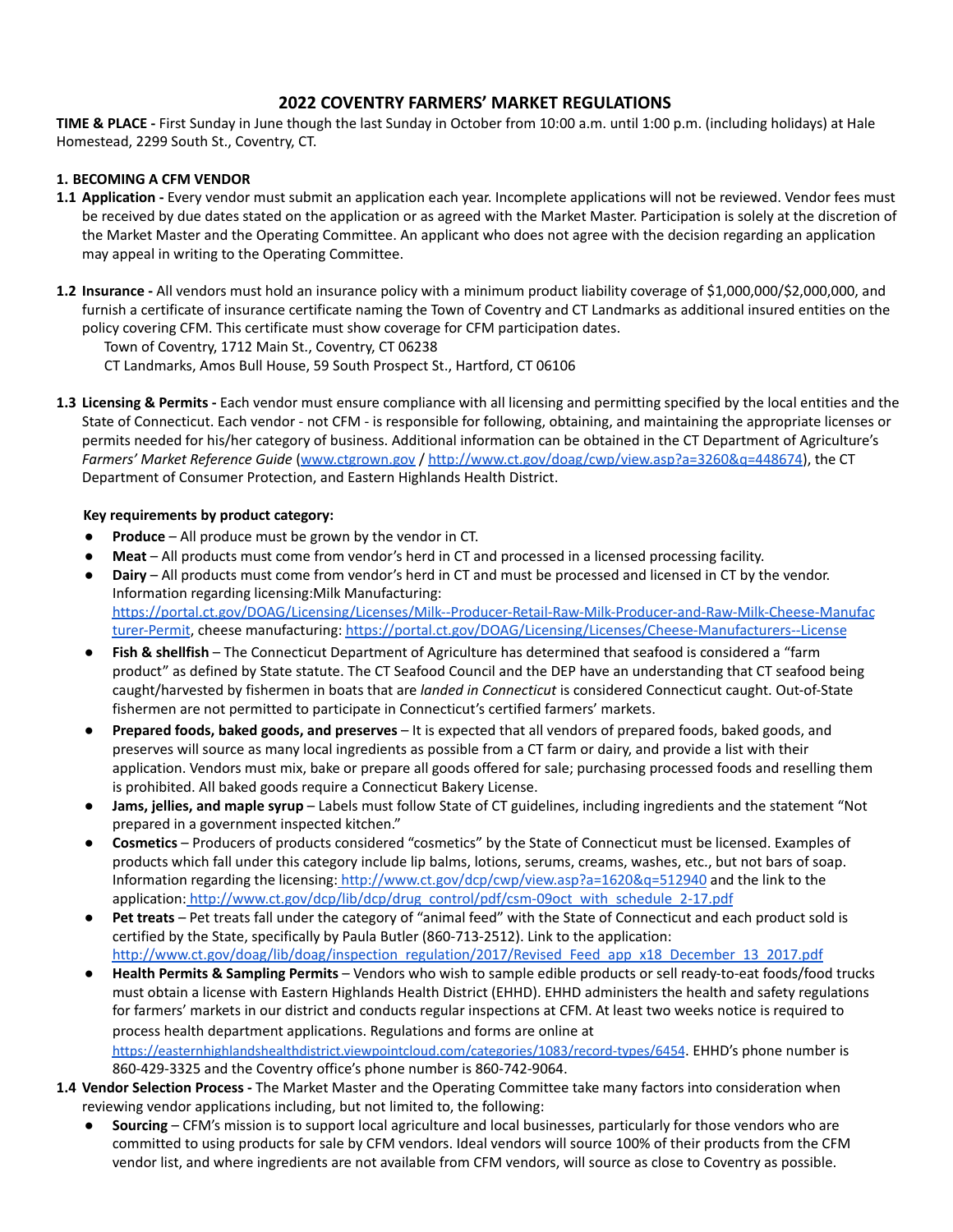# 2022 COVENTRY FARMERS' MARKET REGULATIONS

**TIME & PLACE -** First Sunday in June though the last Sunday in October from 10:00 a.m. until 1:00 p.m. (including holidays) at Hale Homestead, 2299 South St., Coventry, CT.

## 1. BECOMING A CFM VENDOR

**1.1 Application -** Every vendor must submit an application each year. Incomplete applications will not be reviewed. Vendor fees must be received by due dates stated on the application or as agreed with the Market Master. Participation is solely at the discretion of the Market Master and the Operating Committee. An applicant who does not agree with the decision regarding an application may appeal in writing to the Operating Committee.

**1.2 Insurance -** All vendors must hold an insurance policy with a minimum product liability coverage of $1,000,000/$2,000,000, and furnish a certificate of insurance certificate naming the Town of Coventry and CT Landmarks as additional insured entities on the policy covering CFM. This certificate must show coverage for CFM participation dates.

Town of Coventry, 1712 Main St., Coventry, CT 06238
CT Landmarks, Amos Bull House, 59 South Prospect St., Hartford, CT 06106

**1.3 Licensing & Permits -** Each vendor must ensure compliance with all licensing and permitting specified by the local entities and the State of Connecticut. Each vendor - not CFM - is responsible for following, obtaining, and maintaining the appropriate licenses or permits needed for his/her category of business. Additional information can be obtained in the CT Department of Agriculture's *Farmers' Market Reference Guide* (www.ctgrown.gov / http://www.ct.gov/doag/cwp/view.asp?a=3260&q=448674), the CT Department of Consumer Protection, and Eastern Highlands Health District.

**Key requirements by product category:**

- **Produce** – All produce must be grown by the vendor in CT.
- **Meat** – All products must come from vendor's herd in CT and processed in a licensed processing facility.
- **Dairy** – All products must come from vendor's herd in CT and must be processed and licensed in CT by the vendor. Information regarding licensing:Milk Manufacturing: https://portal.ct.gov/DOAG/Licensing/Licenses/Milk--Producer-Retail-Raw-Milk-Producer-and-Raw-Milk-Cheese-Manufacturer-Permit, cheese manufacturing: https://portal.ct.gov/DOAG/Licensing/Licenses/Cheese-Manufacturers--License
- **Fish & shellfish** – The Connecticut Department of Agriculture has determined that seafood is considered a "farm product" as defined by State statute. The CT Seafood Council and the DEP have an understanding that CT seafood being caught/harvested by fishermen in boats that are *landed in Connecticut* is considered Connecticut caught. Out-of-State fishermen are not permitted to participate in Connecticut's certified farmers' markets.
- **Prepared foods, baked goods, and preserves** – It is expected that all vendors of prepared foods, baked goods, and preserves will source as many local ingredients as possible from a CT farm or dairy, and provide a list with their application. Vendors must mix, bake or prepare all goods offered for sale; purchasing processed foods and reselling them is prohibited. All baked goods require a Connecticut Bakery License.
- **Jams, jellies, and maple syrup** – Labels must follow State of CT guidelines, including ingredients and the statement "Not prepared in a government inspected kitchen."
- **Cosmetics** – Producers of products considered "cosmetics" by the State of Connecticut must be licensed. Examples of products which fall under this category include lip balms, lotions, serums, creams, washes, etc., but not bars of soap. Information regarding the licensing: http://www.ct.gov/dcp/cwp/view.asp?a=1620&q=512940 and the link to the application: http://www.ct.gov/dcp/lib/dcp/drug_control/pdf/csm-09oct_with_schedule_2-17.pdf
- **Pet treats** – Pet treats fall under the category of "animal feed" with the State of Connecticut and each product sold is certified by the State, specifically by Paula Butler (860-713-2512). Link to the application: http://www.ct.gov/doag/lib/doag/inspection_regulation/2017/Revised_Feed_app_x18_December_13_2017.pdf
- **Health Permits & Sampling Permits** – Vendors who wish to sample edible products or sell ready-to-eat foods/food trucks must obtain a license with Eastern Highlands Health District (EHHD). EHHD administers the health and safety regulations for farmers' markets in our district and conducts regular inspections at CFM. At least two weeks notice is required to process health department applications. Regulations and forms are online at https://easternhighlandshealthdistrict.viewpointcloud.com/categories/1083/record-types/6454. EHHD's phone number is 860-429-3325 and the Coventry office's phone number is 860-742-9064.

**1.4 Vendor Selection Process -** The Market Master and the Operating Committee take many factors into consideration when reviewing vendor applications including, but not limited to, the following:

- **Sourcing** – CFM's mission is to support local agriculture and local businesses, particularly for those vendors who are committed to using products for sale by CFM vendors. Ideal vendors will source 100% of their products from the CFM vendor list, and where ingredients are not available from CFM vendors, will source as close to Coventry as possible.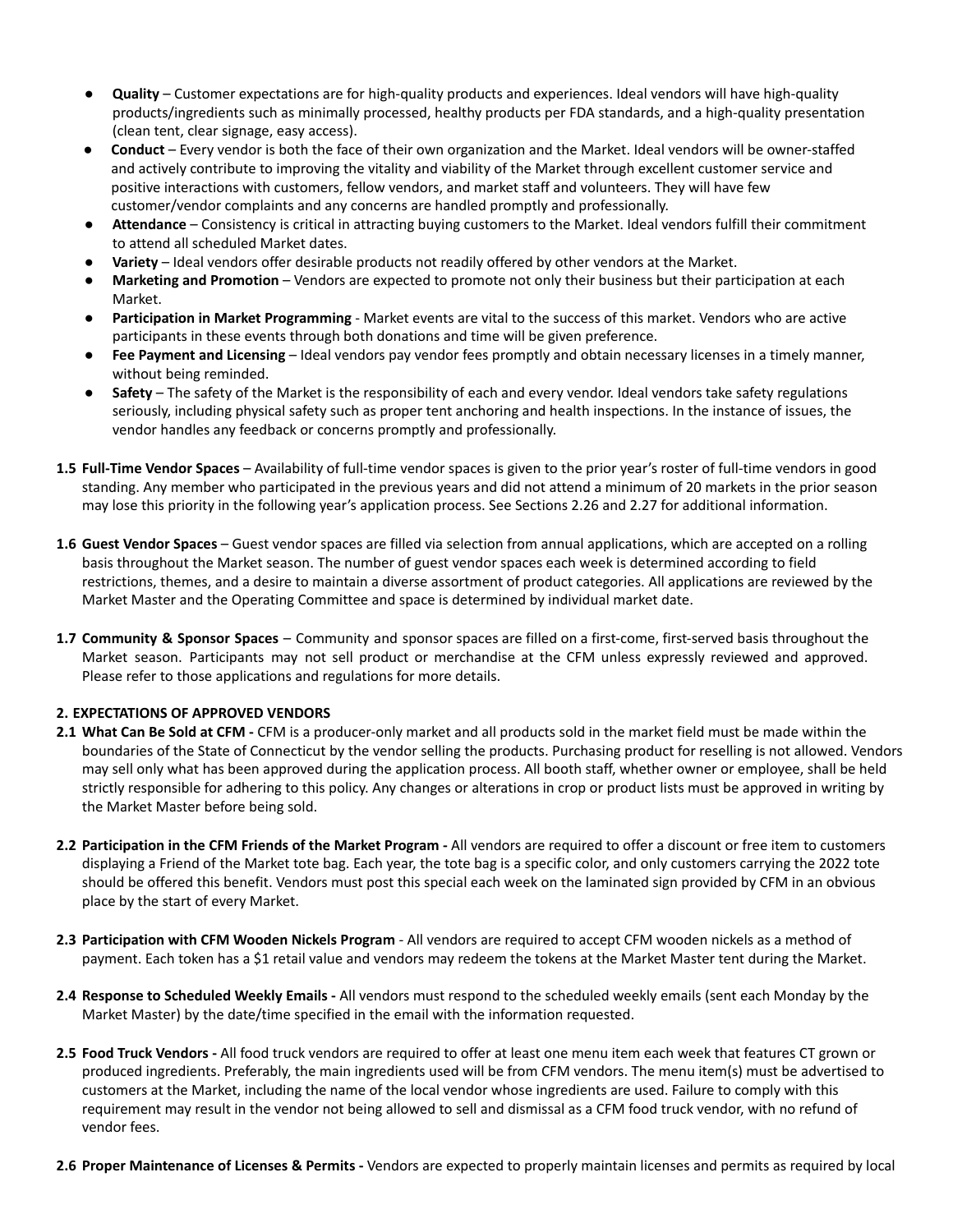- **Quality** – Customer expectations are for high-quality products and experiences. Ideal vendors will have high-quality products/ingredients such as minimally processed, healthy products per FDA standards, and a high-quality presentation (clean tent, clear signage, easy access).
- **Conduct** – Every vendor is both the face of their own organization and the Market. Ideal vendors will be owner-staffed and actively contribute to improving the vitality and viability of the Market through excellent customer service and positive interactions with customers, fellow vendors, and market staff and volunteers. They will have few customer/vendor complaints and any concerns are handled promptly and professionally.
- **Attendance** – Consistency is critical in attracting buying customers to the Market. Ideal vendors fulfill their commitment to attend all scheduled Market dates.
- **Variety** – Ideal vendors offer desirable products not readily offered by other vendors at the Market.
- **Marketing and Promotion** – Vendors are expected to promote not only their business but their participation at each Market.
- **Participation in Market Programming** - Market events are vital to the success of this market. Vendors who are active participants in these events through both donations and time will be given preference.
- **Fee Payment and Licensing** – Ideal vendors pay vendor fees promptly and obtain necessary licenses in a timely manner, without being reminded.
- **Safety** – The safety of the Market is the responsibility of each and every vendor. Ideal vendors take safety regulations seriously, including physical safety such as proper tent anchoring and health inspections. In the instance of issues, the vendor handles any feedback or concerns promptly and professionally.

**1.5 Full-Time Vendor Spaces** – Availability of full-time vendor spaces is given to the prior year's roster of full-time vendors in good standing. Any member who participated in the previous years and did not attend a minimum of 20 markets in the prior season may lose this priority in the following year's application process. See Sections 2.26 and 2.27 for additional information.

**1.6 Guest Vendor Spaces** – Guest vendor spaces are filled via selection from annual applications, which are accepted on a rolling basis throughout the Market season. The number of guest vendor spaces each week is determined according to field restrictions, themes, and a desire to maintain a diverse assortment of product categories. All applications are reviewed by the Market Master and the Operating Committee and space is determined by individual market date.

**1.7 Community & Sponsor Spaces** – Community and sponsor spaces are filled on a first-come, first-served basis throughout the Market season. Participants may not sell product or merchandise at the CFM unless expressly reviewed and approved. Please refer to those applications and regulations for more details.

## 2. EXPECTATIONS OF APPROVED VENDORS

**2.1 What Can Be Sold at CFM -** CFM is a producer-only market and all products sold in the market field must be made within the boundaries of the State of Connecticut by the vendor selling the products. Purchasing product for reselling is not allowed. Vendors may sell only what has been approved during the application process. All booth staff, whether owner or employee, shall be held strictly responsible for adhering to this policy. Any changes or alterations in crop or product lists must be approved in writing by the Market Master before being sold.

**2.2 Participation in the CFM Friends of the Market Program -** All vendors are required to offer a discount or free item to customers displaying a Friend of the Market tote bag. Each year, the tote bag is a specific color, and only customers carrying the 2022 tote should be offered this benefit. Vendors must post this special each week on the laminated sign provided by CFM in an obvious place by the start of every Market.

**2.3 Participation with CFM Wooden Nickels Program** - All vendors are required to accept CFM wooden nickels as a method of payment. Each token has a $1 retail value and vendors may redeem the tokens at the Market Master tent during the Market.

**2.4 Response to Scheduled Weekly Emails -** All vendors must respond to the scheduled weekly emails (sent each Monday by the Market Master) by the date/time specified in the email with the information requested.

**2.5 Food Truck Vendors -** All food truck vendors are required to offer at least one menu item each week that features CT grown or produced ingredients. Preferably, the main ingredients used will be from CFM vendors. The menu item(s) must be advertised to customers at the Market, including the name of the local vendor whose ingredients are used. Failure to comply with this requirement may result in the vendor not being allowed to sell and dismissal as a CFM food truck vendor, with no refund of vendor fees.

**2.6 Proper Maintenance of Licenses & Permits -** Vendors are expected to properly maintain licenses and permits as required by local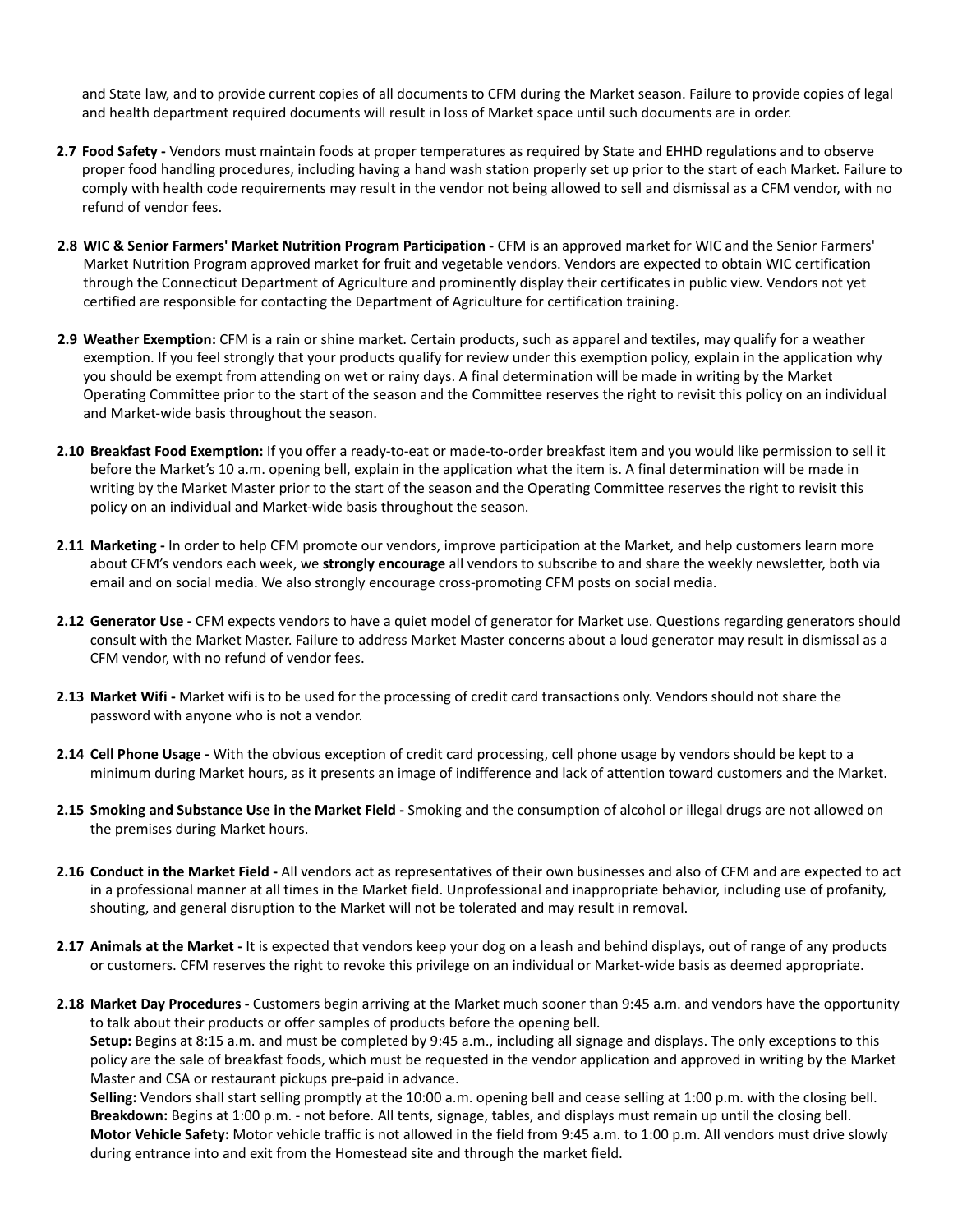and State law, and to provide current copies of all documents to CFM during the Market season. Failure to provide copies of legal and health department required documents will result in loss of Market space until such documents are in order.

**2.7 Food Safety -** Vendors must maintain foods at proper temperatures as required by State and EHHD regulations and to observe proper food handling procedures, including having a hand wash station properly set up prior to the start of each Market. Failure to comply with health code requirements may result in the vendor not being allowed to sell and dismissal as a CFM vendor, with no refund of vendor fees.

**2.8 WIC & Senior Farmers' Market Nutrition Program Participation -** CFM is an approved market for WIC and the Senior Farmers' Market Nutrition Program approved market for fruit and vegetable vendors. Vendors are expected to obtain WIC certification through the Connecticut Department of Agriculture and prominently display their certificates in public view. Vendors not yet certified are responsible for contacting the Department of Agriculture for certification training.

**2.9 Weather Exemption:** CFM is a rain or shine market. Certain products, such as apparel and textiles, may qualify for a weather exemption. If you feel strongly that your products qualify for review under this exemption policy, explain in the application why you should be exempt from attending on wet or rainy days. A final determination will be made in writing by the Market Operating Committee prior to the start of the season and the Committee reserves the right to revisit this policy on an individual and Market-wide basis throughout the season.

**2.10 Breakfast Food Exemption:** If you offer a ready-to-eat or made-to-order breakfast item and you would like permission to sell it before the Market's 10 a.m. opening bell, explain in the application what the item is. A final determination will be made in writing by the Market Master prior to the start of the season and the Operating Committee reserves the right to revisit this policy on an individual and Market-wide basis throughout the season.

**2.11 Marketing -** In order to help CFM promote our vendors, improve participation at the Market, and help customers learn more about CFM's vendors each week, we **strongly encourage** all vendors to subscribe to and share the weekly newsletter, both via email and on social media. We also strongly encourage cross-promoting CFM posts on social media.

**2.12 Generator Use -** CFM expects vendors to have a quiet model of generator for Market use. Questions regarding generators should consult with the Market Master. Failure to address Market Master concerns about a loud generator may result in dismissal as a CFM vendor, with no refund of vendor fees.

**2.13 Market Wifi -** Market wifi is to be used for the processing of credit card transactions only. Vendors should not share the password with anyone who is not a vendor.

**2.14 Cell Phone Usage -** With the obvious exception of credit card processing, cell phone usage by vendors should be kept to a minimum during Market hours, as it presents an image of indifference and lack of attention toward customers and the Market.

**2.15 Smoking and Substance Use in the Market Field -** Smoking and the consumption of alcohol or illegal drugs are not allowed on the premises during Market hours.

**2.16 Conduct in the Market Field -** All vendors act as representatives of their own businesses and also of CFM and are expected to act in a professional manner at all times in the Market field. Unprofessional and inappropriate behavior, including use of profanity, shouting, and general disruption to the Market will not be tolerated and may result in removal.

**2.17 Animals at the Market -** It is expected that vendors keep your dog on a leash and behind displays, out of range of any products or customers. CFM reserves the right to revoke this privilege on an individual or Market-wide basis as deemed appropriate.

**2.18 Market Day Procedures -** Customers begin arriving at the Market much sooner than 9:45 a.m. and vendors have the opportunity to talk about their products or offer samples of products before the opening bell.
**Setup:** Begins at 8:15 a.m. and must be completed by 9:45 a.m., including all signage and displays. The only exceptions to this policy are the sale of breakfast foods, which must be requested in the vendor application and approved in writing by the Market Master and CSA or restaurant pickups pre-paid in advance.
**Selling:** Vendors shall start selling promptly at the 10:00 a.m. opening bell and cease selling at 1:00 p.m. with the closing bell.
**Breakdown:** Begins at 1:00 p.m. - not before. All tents, signage, tables, and displays must remain up until the closing bell.
**Motor Vehicle Safety:** Motor vehicle traffic is not allowed in the field from 9:45 a.m. to 1:00 p.m. All vendors must drive slowly during entrance into and exit from the Homestead site and through the market field.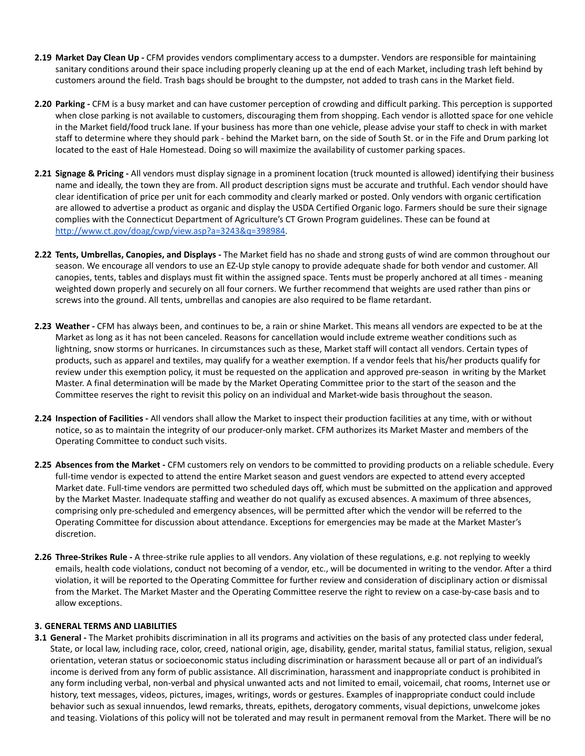**2.19 Market Day Clean Up -** CFM provides vendors complimentary access to a dumpster. Vendors are responsible for maintaining sanitary conditions around their space including properly cleaning up at the end of each Market, including trash left behind by customers around the field. Trash bags should be brought to the dumpster, not added to trash cans in the Market field.

**2.20 Parking -** CFM is a busy market and can have customer perception of crowding and difficult parking. This perception is supported when close parking is not available to customers, discouraging them from shopping. Each vendor is allotted space for one vehicle in the Market field/food truck lane. If your business has more than one vehicle, please advise your staff to check in with market staff to determine where they should park - behind the Market barn, on the side of South St. or in the Fife and Drum parking lot located to the east of Hale Homestead. Doing so will maximize the availability of customer parking spaces.

**2.21 Signage & Pricing -** All vendors must display signage in a prominent location (truck mounted is allowed) identifying their business name and ideally, the town they are from. All product description signs must be accurate and truthful. Each vendor should have clear identification of price per unit for each commodity and clearly marked or posted. Only vendors with organic certification are allowed to advertise a product as organic and display the USDA Certified Organic logo. Farmers should be sure their signage complies with the Connecticut Department of Agriculture's CT Grown Program guidelines. These can be found at [http://www.ct.gov/doag/cwp/view.asp?a=3243&q=398984](http://www.ct.gov/doag/cwp/view.asp?a=3243&q=398984).

**2.22 Tents, Umbrellas, Canopies, and Displays -** The Market field has no shade and strong gusts of wind are common throughout our season. We encourage all vendors to use an EZ-Up style canopy to provide adequate shade for both vendor and customer. All canopies, tents, tables and displays must fit within the assigned space. Tents must be properly anchored at all times - meaning weighted down properly and securely on all four corners. We further recommend that weights are used rather than pins or screws into the ground. All tents, umbrellas and canopies are also required to be flame retardant.

**2.23 Weather -** CFM has always been, and continues to be, a rain or shine Market. This means all vendors are expected to be at the Market as long as it has not been canceled. Reasons for cancellation would include extreme weather conditions such as lightning, snow storms or hurricanes. In circumstances such as these, Market staff will contact all vendors. Certain types of products, such as apparel and textiles, may qualify for a weather exemption. If a vendor feels that his/her products qualify for review under this exemption policy, it must be requested on the application and approved pre-season in writing by the Market Master. A final determination will be made by the Market Operating Committee prior to the start of the season and the Committee reserves the right to revisit this policy on an individual and Market-wide basis throughout the season.

**2.24 Inspection of Facilities -** All vendors shall allow the Market to inspect their production facilities at any time, with or without notice, so as to maintain the integrity of our producer-only market. CFM authorizes its Market Master and members of the Operating Committee to conduct such visits.

**2.25 Absences from the Market -** CFM customers rely on vendors to be committed to providing products on a reliable schedule. Every full-time vendor is expected to attend the entire Market season and guest vendors are expected to attend every accepted Market date. Full-time vendors are permitted two scheduled days off, which must be submitted on the application and approved by the Market Master. Inadequate staffing and weather do not qualify as excused absences. A maximum of three absences, comprising only pre-scheduled and emergency absences, will be permitted after which the vendor will be referred to the Operating Committee for discussion about attendance. Exceptions for emergencies may be made at the Market Master's discretion.

**2.26 Three-Strikes Rule -** A three-strike rule applies to all vendors. Any violation of these regulations, e.g. not replying to weekly emails, health code violations, conduct not becoming of a vendor, etc., will be documented in writing to the vendor. After a third violation, it will be reported to the Operating Committee for further review and consideration of disciplinary action or dismissal from the Market. The Market Master and the Operating Committee reserve the right to review on a case-by-case basis and to allow exceptions.

## 3. GENERAL TERMS AND LIABILITIES

**3.1 General -** The Market prohibits discrimination in all its programs and activities on the basis of any protected class under federal, State, or local law, including race, color, creed, national origin, age, disability, gender, marital status, familial status, religion, sexual orientation, veteran status or socioeconomic status including discrimination or harassment because all or part of an individual's income is derived from any form of public assistance. All discrimination, harassment and inappropriate conduct is prohibited in any form including verbal, non-verbal and physical unwanted acts and not limited to email, voicemail, chat rooms, Internet use or history, text messages, videos, pictures, images, writings, words or gestures. Examples of inappropriate conduct could include behavior such as sexual innuendos, lewd remarks, threats, epithets, derogatory comments, visual depictions, unwelcome jokes and teasing. Violations of this policy will not be tolerated and may result in permanent removal from the Market. There will be no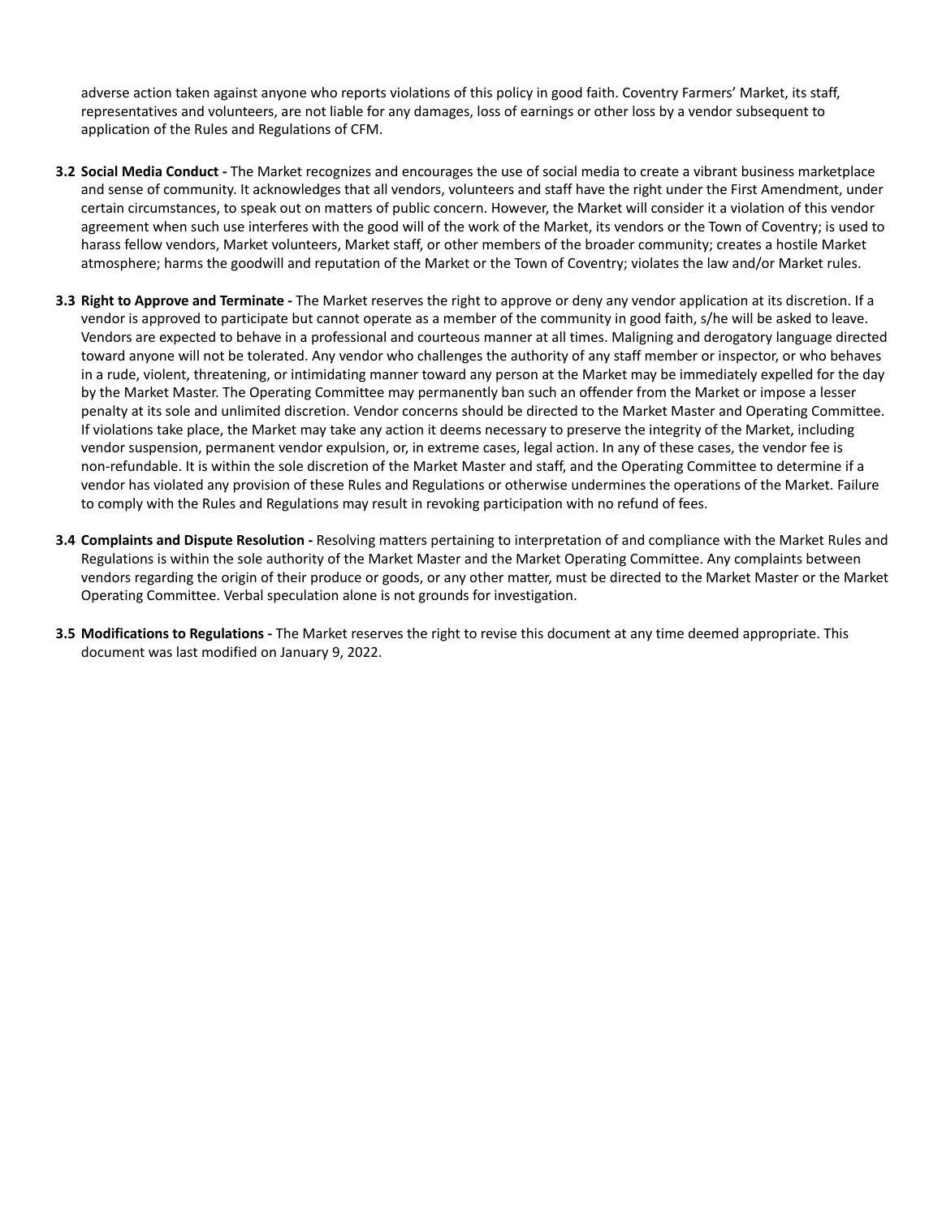adverse action taken against anyone who reports violations of this policy in good faith. Coventry Farmers' Market, its staff, representatives and volunteers, are not liable for any damages, loss of earnings or other loss by a vendor subsequent to application of the Rules and Regulations of CFM.

**3.2 Social Media Conduct -** The Market recognizes and encourages the use of social media to create a vibrant business marketplace and sense of community. It acknowledges that all vendors, volunteers and staff have the right under the First Amendment, under certain circumstances, to speak out on matters of public concern. However, the Market will consider it a violation of this vendor agreement when such use interferes with the good will of the work of the Market, its vendors or the Town of Coventry; is used to harass fellow vendors, Market volunteers, Market staff, or other members of the broader community; creates a hostile Market atmosphere; harms the goodwill and reputation of the Market or the Town of Coventry; violates the law and/or Market rules.

**3.3 Right to Approve and Terminate -** The Market reserves the right to approve or deny any vendor application at its discretion. If a vendor is approved to participate but cannot operate as a member of the community in good faith, s/he will be asked to leave. Vendors are expected to behave in a professional and courteous manner at all times. Maligning and derogatory language directed toward anyone will not be tolerated. Any vendor who challenges the authority of any staff member or inspector, or who behaves in a rude, violent, threatening, or intimidating manner toward any person at the Market may be immediately expelled for the day by the Market Master. The Operating Committee may permanently ban such an offender from the Market or impose a lesser penalty at its sole and unlimited discretion. Vendor concerns should be directed to the Market Master and Operating Committee. If violations take place, the Market may take any action it deems necessary to preserve the integrity of the Market, including vendor suspension, permanent vendor expulsion, or, in extreme cases, legal action. In any of these cases, the vendor fee is non-refundable. It is within the sole discretion of the Market Master and staff, and the Operating Committee to determine if a vendor has violated any provision of these Rules and Regulations or otherwise undermines the operations of the Market. Failure to comply with the Rules and Regulations may result in revoking participation with no refund of fees.

**3.4 Complaints and Dispute Resolution -** Resolving matters pertaining to interpretation of and compliance with the Market Rules and Regulations is within the sole authority of the Market Master and the Market Operating Committee. Any complaints between vendors regarding the origin of their produce or goods, or any other matter, must be directed to the Market Master or the Market Operating Committee. Verbal speculation alone is not grounds for investigation.

**3.5 Modifications to Regulations -** The Market reserves the right to revise this document at any time deemed appropriate. This document was last modified on January 9, 2022.